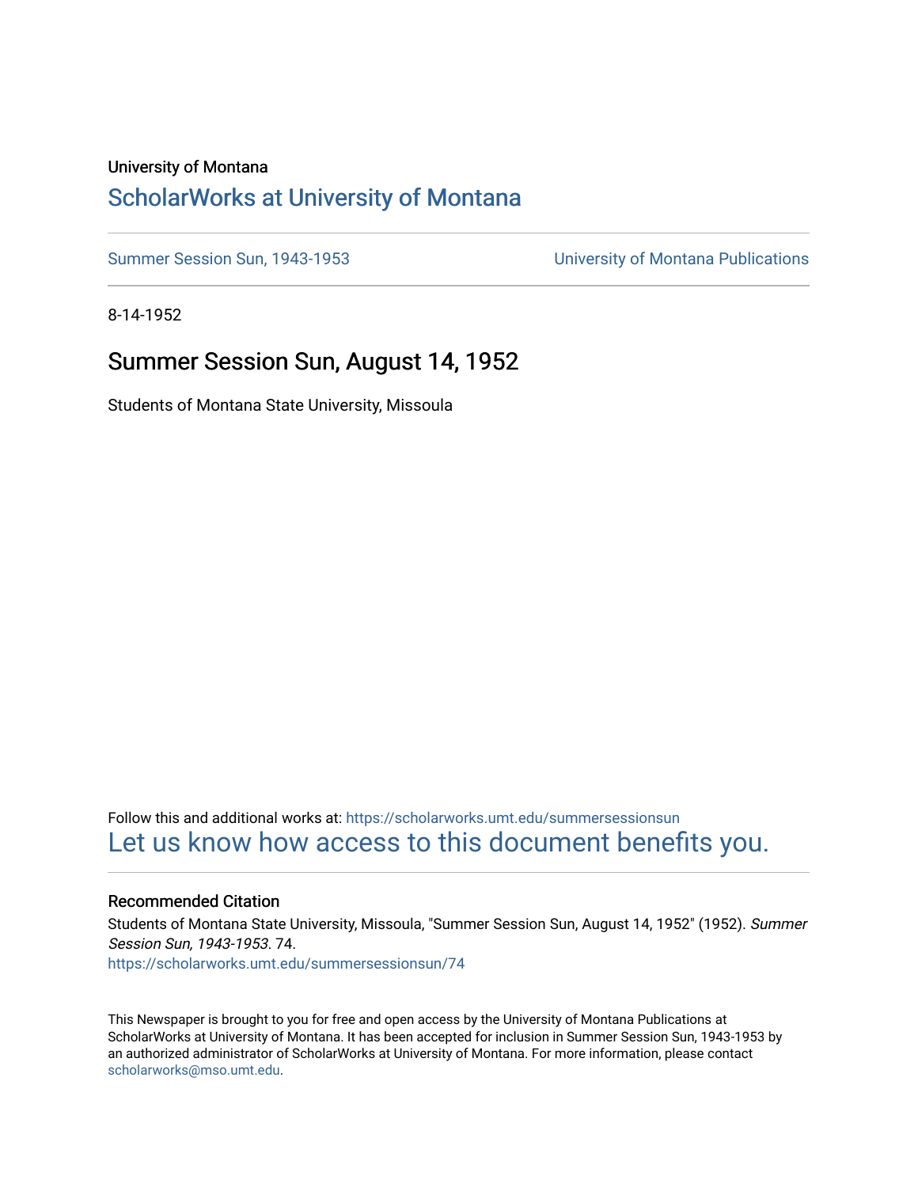University of Montana

# ScholarWorks at University of Montana

Summer Session Sun, 1943-1953 | University of Montana Publications

8-14-1952

## Summer Session Sun, August 14, 1952

Students of Montana State University, Missoula

Follow this and additional works at: https://scholarworks.umt.edu/summersessionsun

Let us know how access to this document benefits you.

### Recommended Citation

Students of Montana State University, Missoula, "Summer Session Sun, August 14, 1952" (1952). *Summer Session Sun, 1943-1953*. 74.
https://scholarworks.umt.edu/summersessionsun/74

This Newspaper is brought to you for free and open access by the University of Montana Publications at ScholarWorks at University of Montana. It has been accepted for inclusion in Summer Session Sun, 1943-1953 by an authorized administrator of ScholarWorks at University of Montana. For more information, please contact scholarworks@mso.umt.edu.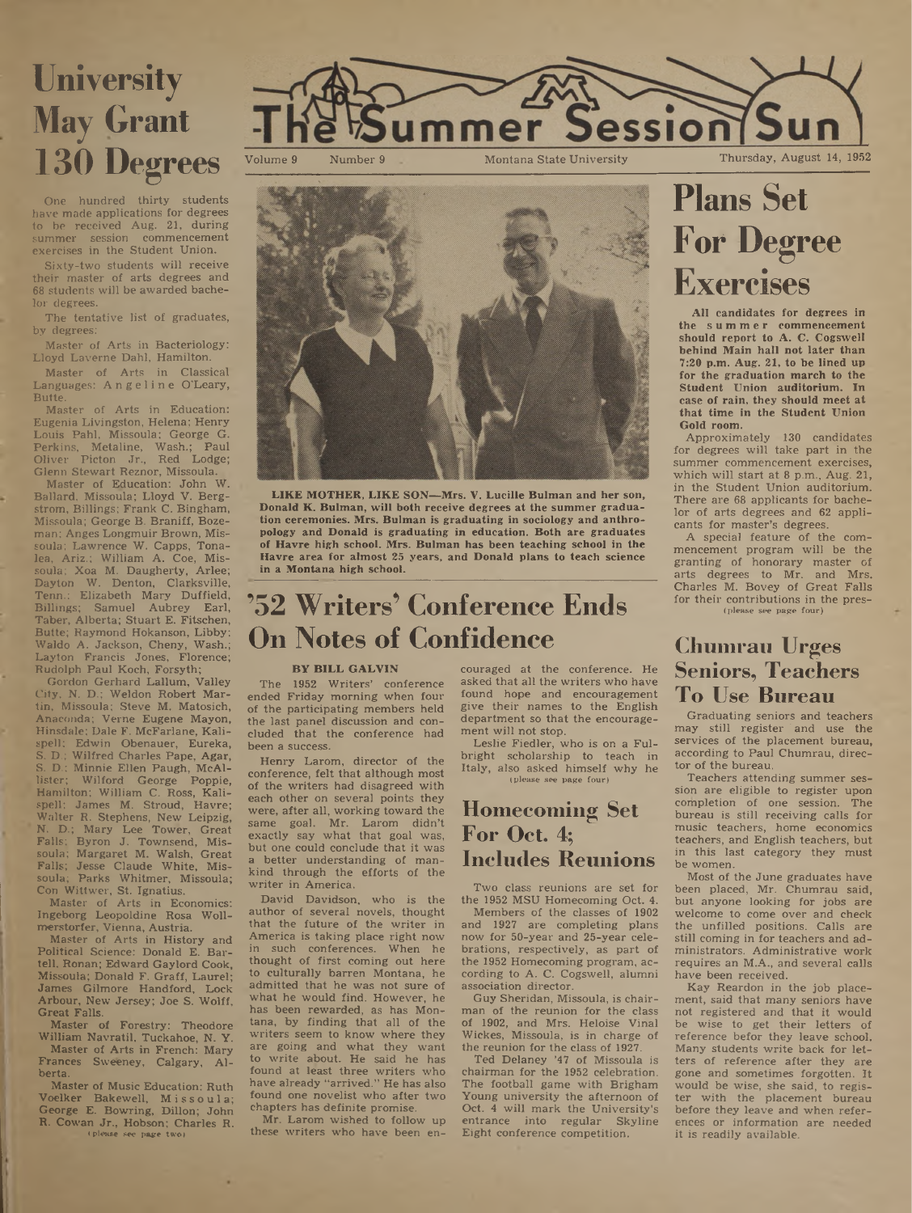# The Summer Session Sun

Volume 9 Number 9 Montana State University Thursday, August 14, 1952

## University May Grant 130 Degrees

One hundred thirty students have made applications for degrees to be received Aug. 21, during summer session commencement exercises in the Student Union.

Sixty-two students will receive their master of arts degrees and 68 students will be awarded bachelor degrees.

The tentative list of graduates, by degrees:

Master of Arts in Bacteriology: Lloyd Laverne Dahl, Hamilton.

Master of Arts in Classical Languages: Angeline O'Leary, Butte.

Master of Arts in Education: Eugenia Livingston, Helena; Henry Louis Pahl, Missoula; George G. Perkins, Metaline, Wash.; Paul Oliver Picton Jr., Red Lodge; Glenn Stewart Reznor, Missoula.

Master of Education: John W. Ballard, Missoula; Lloyd V. Bergstrom, Billings; Frank C. Bingham, Missoula; George B. Braniff, Bozeman; Anges Longmuir Brown, Missoula; Lawrence W. Capps, Tonalea, Ariz.; William A. Coe, Missoula; Xoa M. Daugherty, Arlee; Dayton W. Denton, Clarksville, Tenn.; Elizabeth Mary Duffield, Billings; Samuel Aubrey Earl, Taber, Alberta; Stuart E. Fitschen, Butte; Raymond Hokanson, Libby; Waldo A. Jackson, Cheny, Wash.; Layton Francis Jones, Florence; Rudolph Paul Koch, Forsyth;

Gordon Gerhard Lallum, Valley City, N. D.; Weldon Robert Martin, Missoula; Steve M. Matosich, Anaconda; Verne Eugene Mayon, Hinsdale; Dale F. McFarlane, Kalispell; Edwin Obenauer, Eureka, S. D.; Wilfred Charles Pape, Agar, S. D.; Minnie Ellen Paugh, McAllister; Wilford George Poppie, Hamilton; William C. Ross, Kalispell; James M. Stroud, Havre; Walter R. Stephens, New Leipzig, N. D.; Mary Lee Tower, Great Falls; Byron J. Townsend, Missoula; Margaret M. Walsh, Great Falls; Jesse Claude White, Missoula; Parks Whitmer, Missoula; Con Wittwer, St. Ignatius.

Master of Arts in Economics: Ingeborg Leopoldine Rosa Wollmerstorfer, Vienna, Austria.

Master of Arts in History and Political Science: Donald E. Bartell, Ronan; Edward Gaylord Cook, Missoula; Donald F. Graff, Laurel; James Gilmore Handford, Lock Arbour, New Jersey; Joe S. Wolff, Great Falls.

Master of Forestry: Theodore William Navratil, Tuckahoe, N. Y.

Master of Arts in French: Mary Frances Sweeney, Calgary, Alberta.

Master of Music Education: Ruth Voelker Bakewell, Missoula; George E. Bowring, Dillon; John R. Cowan Jr., Hobson; Charles R.

(please see page two)

**LIKE MOTHER, LIKE SON—Mrs. V. Lucille Bulman and her son, Donald K. Bulman, will both receive degrees at the summer graduation ceremonies. Mrs. Bulman is graduating in sociology and anthropology and Donald is graduating in education. Both are graduates of Havre high school. Mrs. Bulman has been teaching school in the Havre area for almost 25 years, and Donald plans to teach science in a Montana high school.**

## '52 Writers' Conference Ends On Notes of Confidence

**BY BILL GALVIN**

The 1952 Writers' conference ended Friday morning when four of the participating members held the last panel discussion and concluded that the conference had been a success.

Henry Larom, director of the conference, felt that although most of the writers had disagreed with each other on several points they were, after all, working toward the same goal. Mr. Larom didn't exactly say what that goal was, but one could conclude that it was a better understanding of mankind through the efforts of the writer in America.

David Davidson, who is the author of several novels, thought that the future of the writer in America is taking place right now in such conferences. When he thought of first coming out here to culturally barren Montana, he admitted that he was not sure of what he would find. However, he has been rewarded, as has Montana, by finding that all of the writers seem to know where they are going and what they want to write about. He said he has found at least three writers who have already "arrived." He has also found one novelist who after two chapters has definite promise.

Mr. Larom wished to follow up these writers who have been encouraged at the conference. He asked that all the writers who have found hope and encouragement give their names to the English department so that the encouragement will not stop.

Leslie Fiedler, who is on a Fulbright scholarship to teach in Italy, also asked himself why he

(please see page four)

## Homecoming Set For Oct. 4; Includes Reunions

Two class reunions are set for the 1952 MSU Homecoming Oct. 4.

Members of the classes of 1902 and 1927 are completing plans now for 50-year and 25-year celebrations, respectively, as part of the 1952 Homecoming program, according to A. C. Cogswell, alumni association director.

Guy Sheridan, Missoula, is chairman of the reunion for the class of 1902, and Mrs. Heloise Vinal Wickes, Missoula, is in charge of the reunion for the class of 1927.

Ted Delaney '47 of Missoula is chairman for the 1952 celebration. The football game with Brigham Young university the afternoon of Oct. 4 will mark the University's entrance into regular Skyline Eight conference competition.

## Plans Set For Degree Exercises

**All candidates for degrees in the summer commencement should report to A. C. Cogswell behind Main hall not later than 7:20 p.m. Aug. 21, to be lined up for the graduation march to the Student Union auditorium. In case of rain, they should meet at that time in the Student Union Gold room.**

Approximately 130 candidates for degrees will take part in the summer commencement exercises, which will start at 8 p.m., Aug. 21, in the Student Union auditorium. There are 68 applicants for bachelor of arts degrees and 62 applicants for master's degrees.

A special feature of the commencement program will be the granting of honorary master of arts degrees to Mr. and Mrs. Charles M. Bovey of Great Falls for their contributions in the pres-

(please see page four)

## Chumrau Urges Seniors, Teachers To Use Bureau

Graduating seniors and teachers may still register and use the services of the placement bureau, according to Paul Chumrau, director of the bureau.

Teachers attending summer session are eligible to register upon completion of one session. The bureau is still receiving calls for music teachers, home economics teachers, and English teachers, but in this last category they must be women.

Most of the June graduates have been placed, Mr. Chumrau said, but anyone looking for jobs are welcome to come over and check the unfilled positions. Calls are still coming in for teachers and administrators. Administrative work requires an M.A., and several calls have been received.

Kay Reardon in the job placement, said that many seniors have not registered and that it would be wise to get their letters of reference befor they leave school. Many students write back for letters of reference after they are gone and sometimes forgotten. It would be wise, she said, to register with the placement bureau before they leave and when references or information are needed it is readily available.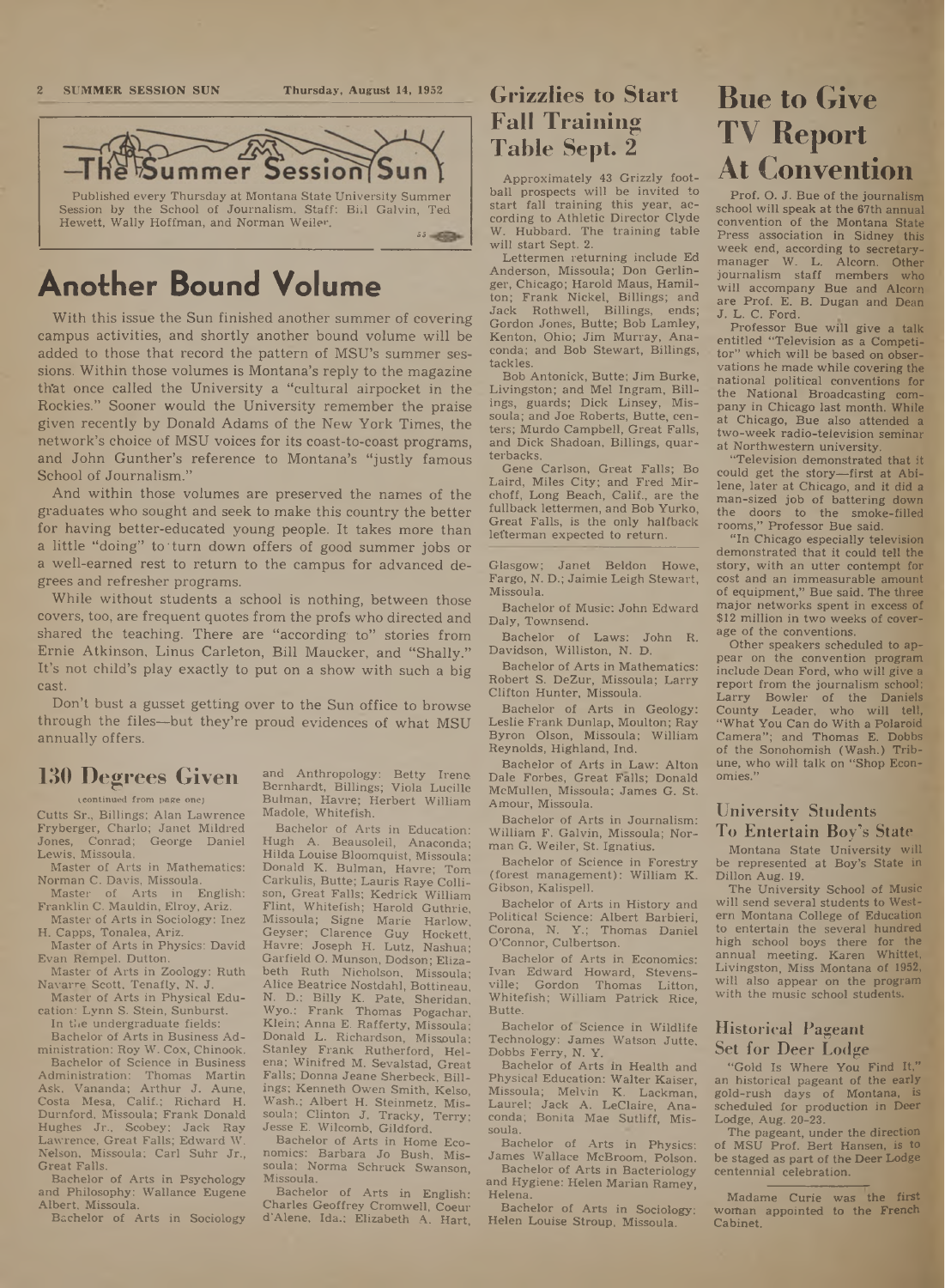## The Summer Session Sun

Published every Thursday at Montana State University Summer Session by the School of Journalism. Staff: Bill Galvin, Ted Hewett, Wally Hoffman, and Norman Weiler.

# Another Bound Volume

With this issue the Sun finished another summer of covering campus activities, and shortly another bound volume will be added to those that record the pattern of MSU's summer sessions. Within those volumes is Montana's reply to the magazine that once called the University a "cultural airpocket in the Rockies." Sooner would the University remember the praise given recently by Donald Adams of the New York Times, the network's choice of MSU voices for its coast-to-coast programs, and John Gunther's reference to Montana's "justly famous School of Journalism."

And within those volumes are preserved the names of the graduates who sought and seek to make this country the better for having better-educated young people. It takes more than a little "doing" to turn down offers of good summer jobs or a well-earned rest to return to the campus for advanced degrees and refresher programs.

While without students a school is nothing, between those covers, too, are frequent quotes from the profs who directed and shared the teaching. There are "according to" stories from Ernie Atkinson, Linus Carleton, Bill Maucker, and "Shally." It's not child's play exactly to put on a show with such a big cast.

Don't bust a gusset getting over to the Sun office to browse through the files—but they're proud evidences of what MSU annually offers.

## 130 Degrees Given

(continued from page one)

Cutts Sr., Billings; Alan Lawrence Fryberger, Charlo; Janet Mildred Jones, Conrad; George Daniel Lewis, Missoula.

Master of Arts in Mathematics: Norman C. Davis, Missoula.

Master of Arts in English: Franklin C. Mauldin, Elroy, Ariz.

Master of Arts in Sociology: Inez H. Capps, Tonalea, Ariz.

Master of Arts in Physics: David Evan Rempel, Dutton.

Master of Arts in Zoology: Ruth Navarre Scott, Tenafly, N. J.

Master of Arts in Physical Education: Lynn S. Stein, Sunburst.

In the undergraduate fields:

Bachelor of Arts in Business Administration: Roy W. Cox, Chinook.

Bachelor of Science in Business Administration: Thomas Martin Ask, Vananda; Arthur J. Aune, Costa Mesa, Calif.; Richard H. Durnford, Missoula; Frank Donald Hughes Jr., Scobey; Jack Ray Lawrence, Great Falls; Edward W. Nelson, Missoula; Carl Suhr Jr., Great Falls.

Bachelor of Arts in Psychology and Philosophy: Wallance Eugene Albert, Missoula.

Bachelor of Arts in Sociology and Anthropology: Betty Irene Bernhardt, Billings; Viola Lucille Bulman, Havre; Herbert William Madole, Whitefish.

Bachelor of Arts in Education: Hugh A. Beausoleil, Anaconda; Hilda Louise Bloomquist, Missoula; Donald K. Bulman, Havre; Tom Carkulis, Butte; Lauris Raye Collison, Great Falls; Kedrick William Flint, Whitefish; Harold Guthrie, Missoula; Signe Marie Harlow, Geyser; Clarence Guy Hockett, Havre: Joseph H. Lutz, Nashua; Garfield O. Munson, Dodson; Elizabeth Ruth Nicholson, Missoula; Alice Beatrice Nostdahl, Bottineau, N. D.; Billy K. Pate, Sheridan, Wyo.; Frank Thomas Pogachar, Klein; Anna E. Rafferty, Missoula; Donald L. Richardson, Missoula; Stanley Frank Rutherford, Helena; Winifred M. Sevalstad, Great Falls; Donna Jeane Sherbeck, Billings; Kenneth Owen Smith, Kelso, Wash.; Albert H. Steinmetz, Missoula; Clinton J. Tracky, Terry; Jesse E. Wilcomb, Gildford.

Bachelor of Arts in Home Economics: Barbara Jo Bush, Missoula; Norma Schruck Swanson, Missoula.

Bachelor of Arts in English: Charles Geoffrey Cromwell, Coeur d'Alene, Ida.; Elizabeth A. Hart, Glasgow; Janet Beldon Howe, Fargo, N. D.; Jaimie Leigh Stewart, Missoula.

Bachelor of Music: John Edward Daly, Townsend.

Bachelor of Laws: John R. Davidson, Williston, N. D.

Bachelor of Arts in Mathematics: Robert S. DeZur, Missoula; Larry Clifton Hunter, Missoula.

Bachelor of Arts in Geology: Leslie Frank Dunlap, Moulton; Ray Byron Olson, Missoula; William Reynolds, Highland, Ind.

Bachelor of Arts in Law: Alton Dale Forbes, Great Falls; Donald McMullen, Missoula; James G. St. Amour, Missoula.

Bachelor of Arts in Journalism: William F. Galvin, Missoula; Norman G. Weiler, St. Ignatius.

Bachelor of Science in Forestry (forest management): William K. Gibson, Kalispell.

Bachelor of Arts in History and Political Science: Albert Barbieri, Corona, N. Y.; Thomas Daniel O'Connor, Culbertson.

Bachelor of Arts in Economics: Ivan Edward Howard, Stevensville; Gordon Thomas Litton, Whitefish; William Patrick Rice, Butte.

Bachelor of Science in Wildlife Technology: James Watson Jutte, Dobbs Ferry, N. Y.

Bachelor of Arts in Health and Physical Education: Walter Kaiser, Missoula; Melvin K. Lackman, Laurel; Jack A. LeClaire, Anaconda; Bonita Mae Sutliff, Missoula.

Bachelor of Arts in Physics: James Wallace McBroom, Polson.

Bachelor of Arts in Bacteriology and Hygiene: Helen Marian Ramey, Helena.

Bachelor of Arts in Sociology: Helen Louise Stroup, Missoula.

## Grizzlies to Start Fall Training Table Sept. 2

Approximately 43 Grizzly football prospects will be invited to start fall training this year, according to Athletic Director Clyde W. Hubbard. The training table will start Sept. 2.

Lettermen returning include Ed Anderson, Missoula; Don Gerlinger, Chicago; Harold Maus, Hamilton; Frank Nickel, Billings; and Jack Rothwell, Billings, ends; Gordon Jones, Butte; Bob Lamley, Kenton, Ohio; Jim Murray, Anaconda; and Bob Stewart, Billings, tackles.

Bob Antonick, Butte; Jim Burke, Livingston; and Mel Ingram, Billings, guards; Dick Linsey, Missoula; and Joe Roberts, Butte, centers; Murdo Campbell, Great Falls, and Dick Shadoan, Billings, quarterbacks.

Gene Carlson, Great Falls; Bo Laird, Miles City; and Fred Mirchoff, Long Beach, Calif., are the fullback lettermen, and Bob Yurko, Great Falls, is the only halfback letterman expected to return.

## Bue to Give TV Report At Convention

Prof. O. J. Bue of the journalism school will speak at the 67th annual convention of the Montana State Press association in Sidney this week end, according to secretary-manager W. L. Alcorn. Other journalism staff members who will accompany Bue and Alcorn are Prof. E. B. Dugan and Dean J. L. C. Ford.

Professor Bue will give a talk entitled "Television as a Competitor" which will be based on observations he made while covering the national political conventions for the National Broadcasting company in Chicago last month. While at Chicago, Bue also attended a two-week radio-television seminar at Northwestern university.

"Television demonstrated that it could get the story—first at Abilene, later at Chicago, and it did a man-sized job of battering down the doors to the smoke-filled rooms," Professor Bue said.

"In Chicago especially television demonstrated that it could tell the story, with an utter contempt for cost and an immeasurable amount of equipment," Bue said. The three major networks spent in excess of $12 million in two weeks of coverage of the conventions.

Other speakers scheduled to appear on the convention program include Dean Ford, who will give a report from the journalism school; Larry Bowler of the Daniels County Leader, who will tell, "What You Can do With a Polaroid Camera"; and Thomas E. Dobbs of the Sonohomish (Wash.) Tribune, who will talk on "Shop Economies."

## University Students To Entertain Boy's State

Montana State University will be represented at Boy's State in Dillon Aug. 19.

The University School of Music will send several students to Western Montana College of Education to entertain the several hundred high school boys there for the annual meeting. Karen Whittet, Livingston, Miss Montana of 1952, will also appear on the program with the music school students.

## Historical Pageant Set for Deer Lodge

"Gold Is Where You Find It," an historical pageant of the early gold-rush days of Montana, is scheduled for production in Deer Lodge, Aug. 20-23.

The pageant, under the direction of MSU Prof. Bert Hansen, is to be staged as part of the Deer Lodge centennial celebration.

Madame Curie was the first woman appointed to the French Cabinet.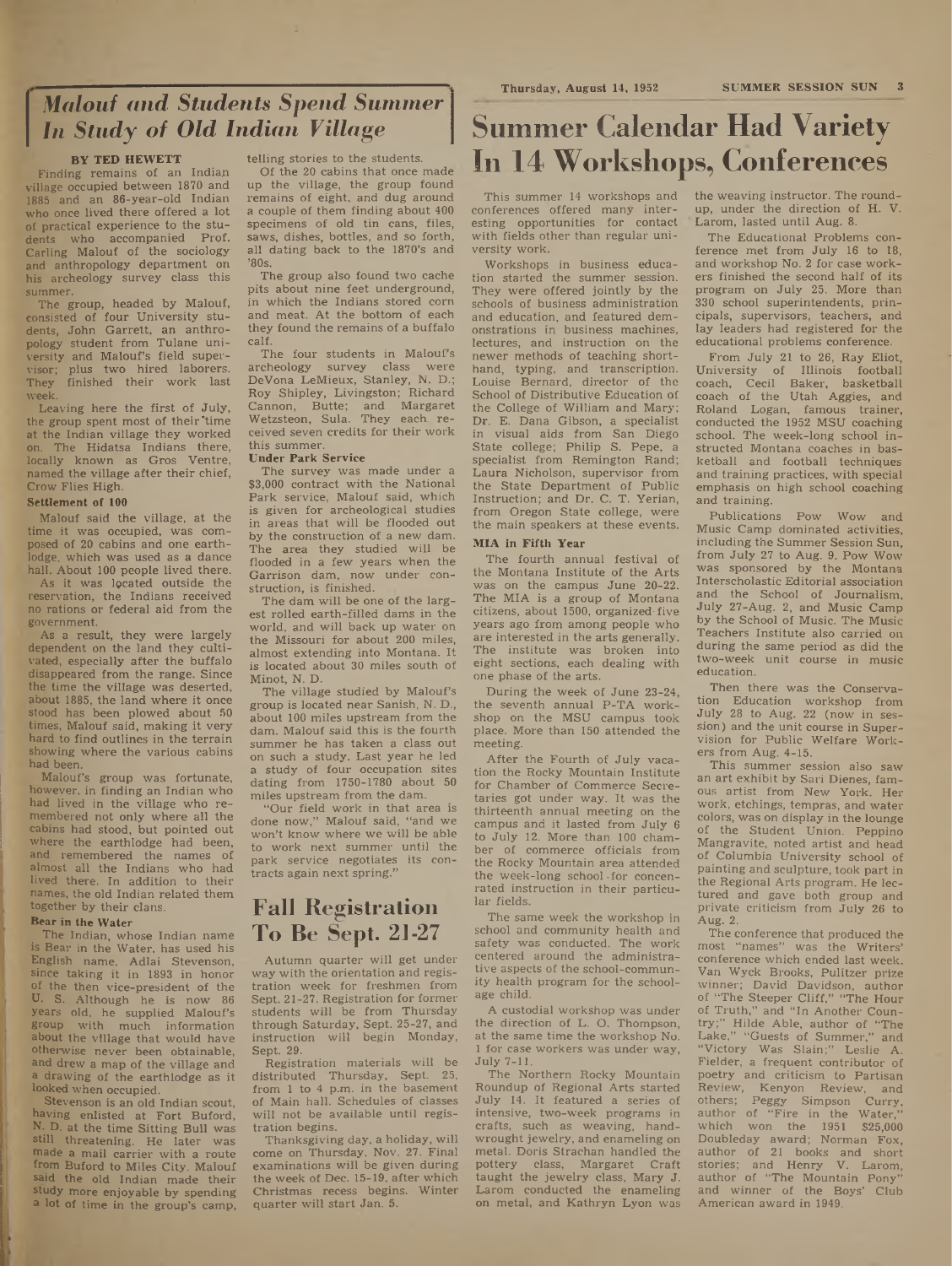## *Malouf and Students Spend Summer In Study of Old Indian Village*

**BY TED HEWETT**

Finding remains of an Indian village occupied between 1870 and 1885 and an 86-year-old Indian who once lived there offered a lot of practical experience to the students who accompanied Prof. Carling Malouf of the sociology and anthropology department on his archeology survey class this summer.

The group, headed by Malouf, consisted of four University students, John Garrett, an anthropology student from Tulane university and Malouf's field supervisor; plus two hired laborers. They finished their work last week.

Leaving here the first of July, the group spent most of their time at the Indian village they worked on. The Hidatsa Indians there, locally known as Gros Ventre, named the village after their chief, Crow Flies High.

### Settlement of 100

Malouf said the village, at the time it was occupied, was composed of 20 cabins and one earth-lodge, which was used as a dance hall. About 100 people lived there.

As it was located outside the reservation, the Indians received no rations or federal aid from the government.

As a result, they were largely dependent on the land they cultivated, especially after the buffalo disappeared from the range. Since the time the village was deserted, about 1885, the land where it once stood has been plowed about 50 times, Malouf said, making it very hard to find outlines in the terrain showing where the various cabins had been.

Malouf's group was fortunate, however, in finding an Indian who had lived in the village who remembered not only where all the cabins had stood, but pointed out where the earthlodge had been, and remembered the names of almost all the Indians who had lived there. In addition to their names, the old Indian related them together by their clans.

### Bear in the Water

The Indian, whose Indian name is Bear in the Water, has used his English name, Adlai Stevenson, since taking it in 1893 in honor of the then vice-president of the U. S. Although he is now 86 years old, he supplied Malouf's group with much information about the village that would have otherwise never been obtainable, and drew a map of the village and a drawing of the earthlodge as it looked when occupied.

Stevenson is an old Indian scout, having enlisted at Fort Buford, N. D. at the time Sitting Bull was still threatening. He later was made a mail carrier with a route from Buford to Miles City. Malouf said the old Indian made their study more enjoyable by spending a lot of time in the group's camp, telling stories to the students.

Of the 20 cabins that once made up the village, the group found remains of eight, and dug around a couple of them finding about 400 specimens of old tin cans, files, saws, dishes, bottles, and so forth, all dating back to the 1870's and '80s.

The group also found two cache pits about nine feet underground, in which the Indians stored corn and meat. At the bottom of each they found the remains of a buffalo calf.

The four students in Malouf's archeology survey class were DeVona LeMieux, Stanley, N. D.; Roy Shipley, Livingston; Richard Cannon, Butte; and Margaret Wetzsteon, Sula. They each received seven credits for their work this summer.

### Under Park Service

The survey was made under a $3,000 contract with the National Park service, Malouf said, which is given for archeological studies in areas that will be flooded out by the construction of a new dam. The area they studied will be flooded in a few years when the Garrison dam, now under construction, is finished.

The dam will be one of the largest rolled earth-filled dams in the world, and will back up water on the Missouri for about 200 miles, almost extending into Montana. It is located about 30 miles south of Minot, N. D.

The village studied by Malouf's group is located near Sanish, N. D., about 100 miles upstream from the dam. Malouf said this is the fourth summer he has taken a class out on such a study. Last year he led a study of four occupation sites dating from 1750-1780 about 50 miles upstream from the dam.

"Our field work in that area is done now," Malouf said, "and we won't know where we will be able to work next summer until the park service negotiates its contracts again next spring."

## Fall Registration To Be Sept. 21-27

Autumn quarter will get under way with the orientation and registration week for freshmen from Sept. 21-27. Registration for former students will be from Thursday through Saturday, Sept. 25-27, and instruction will begin Monday, Sept. 29.

Registration materials will be distributed Thursday, Sept. 25, from 1 to 4 p.m. in the basement of Main hall. Schedules of classes will not be available until registration begins.

Thanksgiving day, a holiday, will come on Thursday, Nov. 27. Final examinations will be given during the week of Dec. 15-19, after which Christmas recess begins. Winter quarter will start Jan. 5.

# Summer Calendar Had Variety In 14 Workshops, Conferences

This summer 14 workshops and conferences offered many interesting opportunities for contact with fields other than regular university work.

Workshops in business education started the summer session. They were offered jointly by the schools of business administration and education, and featured demonstrations in business machines, lectures, and instruction on the newer methods of teaching shorthand, typing, and transcription. Louise Bernard, director of the School of Distributive Education of the College of William and Mary; Dr. E. Dana Gibson, a specialist in visual aids from San Diego State college; Philip S. Pepe, a specialist from Remington Rand; Laura Nicholson, supervisor from the State Department of Public Instruction; and Dr. C. T. Yerian, from Oregon State college, were the main speakers at these events.

### MIA in Fifth Year

The fourth annual festival of the Montana Institute of the Arts was on the campus June 20-22. The MIA is a group of Montana citizens, about 1500, organized five years ago from among people who are interested in the arts generally. The institute was broken into eight sections, each dealing with one phase of the arts.

During the week of June 23-24, the seventh annual P-TA workshop on the MSU campus took place. More than 150 attended the meeting.

After the Fourth of July vacation the Rocky Mountain Institute for Chamber of Commerce Secretaries got under way. It was the thirteenth annual meeting on the campus and it lasted from July 6 to July 12. More than 100 chamber of commerce officials from the Rocky Mountain area attended the week-long school for concentrated instruction in their particular fields.

The same week the workshop in school and community health and safety was conducted. The work centered around the administrative aspects of the school-community health program for the school-age child.

A custodial workshop was under the direction of L. O. Thompson, at the same time the workshop No. 1 for case workers was under way, July 7-11.

The Northern Rocky Mountain Roundup of Regional Arts started July 14. It featured a series of intensive, two-week programs in crafts, such as weaving, hand-wrought jewelry, and enameling on metal. Doris Strachan handled the pottery class, Margaret Craft taught the jewelry class, Mary J. Larom conducted the enameling on metal, and Kathryn Lyon was the weaving instructor. The round-up, under the direction of H. V. Larom, lasted until Aug. 8.

The Educational Problems conference met from July 16 to 18, and workshop No. 2 for case workers finished the second half of its program on July 25. More than 330 school superintendents, principals, supervisors, teachers, and lay leaders had registered for the educational problems conference.

From July 21 to 26, Ray Eliot, University of Illinois football coach, Cecil Baker, basketball coach of the Utah Aggies, and Roland Logan, famous trainer, conducted the 1952 MSU coaching school. The week-long school instructed Montana coaches in basketball and football techniques and training practices, with special emphasis on high school coaching and training.

Publications Pow Wow and Music Camp dominated activities, including the Summer Session Sun, from July 27 to Aug. 9. Pow Wow was sponsored by the Montana Interscholastic Editorial association and the School of Journalism, July 27-Aug. 2, and Music Camp by the School of Music. The Music Teachers Institute also carried on during the same period as did the two-week unit course in music education.

Then there was the Conservation Education workshop from July 28 to Aug. 22 (now in session) and the unit course in Supervision for Public Welfare Workers from Aug. 4-15.

This summer session also saw an art exhibit by Sari Dienes, famous artist from New York. Her work, etchings, tempras, and water colors, was on display in the lounge of the Student Union. Peppino Mangravite, noted artist and head of Columbia University school of painting and sculpture, took part in the Regional Arts program. He lectured and gave both group and private criticism from July 26 to Aug. 2.

The conference that produced the most "names" was the Writers' conference which ended last week. Van Wyck Brooks, Pulitzer prize winner; David Davidson, author of "The Steeper Cliff," "The Hour of Truth," and "In Another Country;" Hilde Able, author of "The Lake," "Guests of Summer," and "Victory Was Slain;" Leslie A. Fielder, a frequent contributor of poetry and criticism to Partisan Review, Kenyon Review, and others; Peggy Simpson Curry, author of "Fire in the Water," which won the 1951 $25,000 Doubleday award; Norman Fox, author of 21 books and short stories; and Henry V. Larom, author of "The Mountain Pony" and winner of the Boys' Club American award in 1949.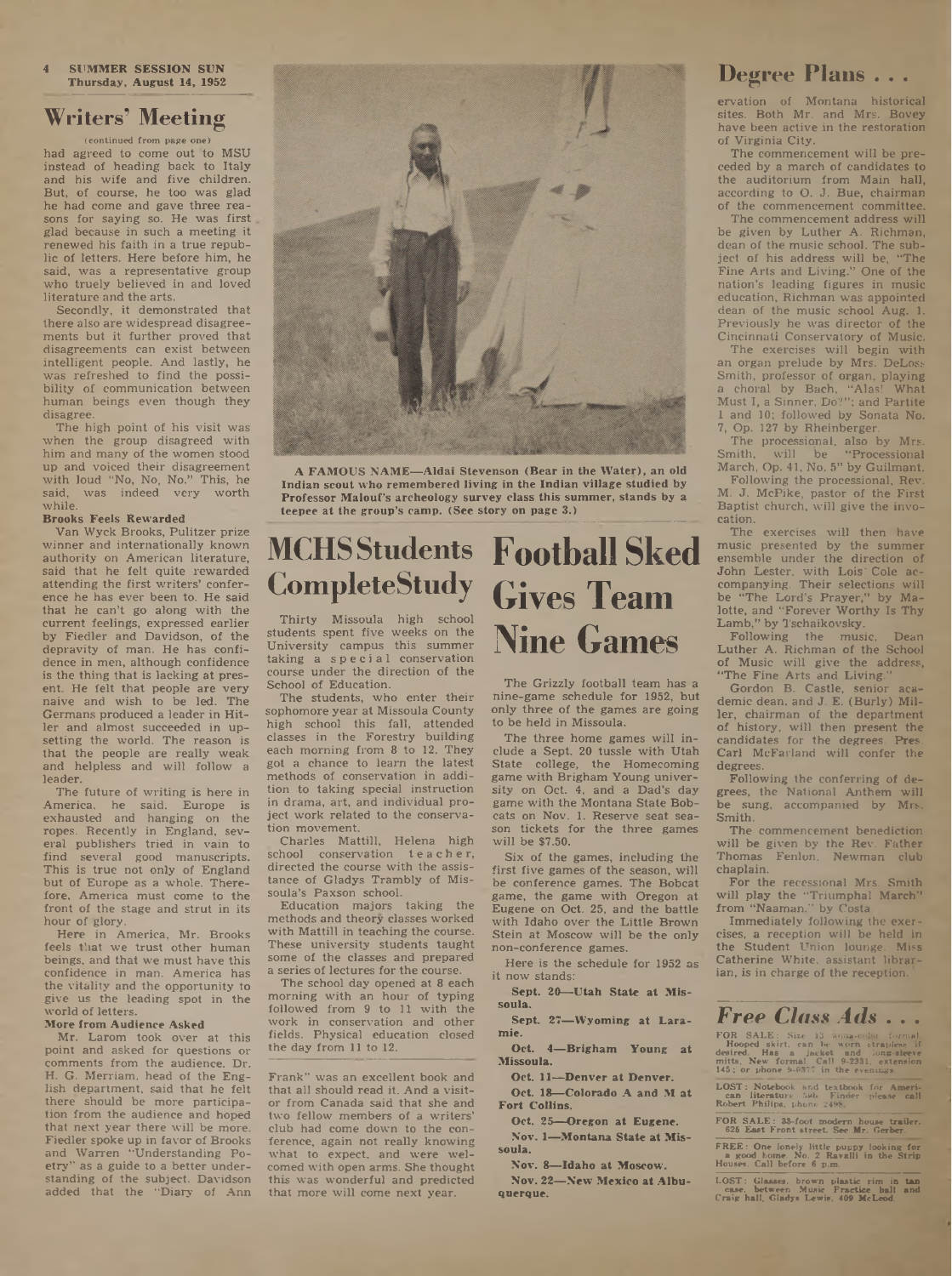## Writers' Meeting

(continued from page one)

had agreed to come out to MSU instead of heading back to Italy and his wife and five children. But, of course, he too was glad he had come and gave three reasons for saying so. He was first glad because in such a meeting it renewed his faith in a true republic of letters. Here before him, he said, was a representative group who truely believed in and loved literature and the arts.

Secondly, it demonstrated that there also are widespread disagreements but it further proved that disagreements can exist between intelligent people. And lastly, he was refreshed to find the possibility of communication between human beings even though they disagree.

The high point of his visit was when the group disagreed with him and many of the women stood up and voiced their disagreement with loud "No, No, No." This, he said, was indeed very worth while.

**Brooks Feels Rewarded**

Van Wyck Brooks, Pulitzer prize winner and internationally known authority on American literature, said that he felt quite rewarded attending the first writers' conference he has ever been to. He said that he can't go along with the current feelings, expressed earlier by Fiedler and Davidson, of the depravity of man. He has confidence in men, although confidence is the thing that is lacking at present. He felt that people are very naive and wish to be led. The Germans produced a leader in Hitler and almost succeeded in upsetting the world. The reason is that the people are really weak and helpless and will follow a leader.

The future of writing is here in America, he said. Europe is exhausted and hanging on the ropes. Recently in England, several publishers tried in vain to find several good manuscripts. This is true not only of England but of Europe as a whole. Therefore, America must come to the front of the stage and strut in its hour of glory.

Here in America, Mr. Brooks feels that we trust other human beings, and that we must have this confidence in man. America has the vitality and the opportunity to give us the leading spot in the world of letters.

**More from Audience Asked**

Mr. Larom took over at this point and asked for questions or comments from the audience. Dr. H. G. Merriam, head of the English department, said that he felt there should be more participation from the audience and hoped that next year there will be more. Fiedler spoke up in favor of Brooks and Warren "Understanding Poetry" as a guide to a better understanding of the subject. Davidson added that the "Diary of Ann Frank" was an excellent book and that all should read it. And a visitor from Canada said that she and two fellow members of a writers' club had come down to the conference, again not really knowing what to expect, and were welcomed with open arms. She thought this was wonderful and predicted that more will come next year.

A FAMOUS NAME—Aldai Stevenson (Bear in the Water), an old Indian scout who remembered living in the Indian village studied by Professor Malouf's archeology survey class this summer, stands by a teepee at the group's camp. (See story on page 3.)

## MCHS Students Complete Study

Thirty Missoula high school students spent five weeks on the University campus this summer taking a special conservation course under the direction of the School of Education.

The students, who enter their sophomore year at Missoula County high school this fall, attended classes in the Forestry building each morning from 8 to 12. They got a chance to learn the latest methods of conservation in addition to taking special instruction in drama, art, and individual project work related to the conservation movement.

Charles Mattill, Helena high school conservation teacher, directed the course with the assistance of Gladys Trambly of Missoula's Paxson school.

Education majors taking the methods and theory classes worked with Mattill in teaching the course. These university students taught some of the classes and prepared a series of lectures for the course.

The school day opened at 8 each morning with an hour of typing followed from 9 to 11 with the work in conservation and other fields. Physical education closed the day from 11 to 12.

## Football Sked Gives Team Nine Games

The Grizzly football team has a nine-game schedule for 1952, but only three of the games are going to be held in Missoula.

The three home games will include a Sept. 20 tussle with Utah State college, the Homecoming game with Brigham Young university on Oct. 4, and a Dad's day game with the Montana State Bobcats on Nov. 1. Reserve seat season tickets for the three games will be $7.50.

Six of the games, including the first five games of the season, will be conference games. The Bobcat game, the game with Oregon at Eugene on Oct. 25, and the battle with Idaho over the Little Brown Stein at Moscow will be the only non-conference games.

Here is the schedule for 1952 as it now stands:

**Sept. 20—Utah State at Missoula.**

**Sept. 27—Wyoming at Laramie.**

**Oct. 4—Brigham Young at Missoula.**

**Oct. 11—Denver at Denver.**

**Oct. 18—Colorado A and M at Fort Collins.**

**Oct. 25—Oregon at Eugene.**

**Nov. 1—Montana State at Missoula.**

**Nov. 8—Idaho at Moscow.**

**Nov. 22—New Mexico at Albuquerque.**

## Degree Plans . . .

ervation of Montana historical sites. Both Mr. and Mrs. Bovey have been active in the restoration of Virginia City.

The commencement will be preceded by a march of candidates to the auditorium from Main hall, according to O. J. Bue, chairman of the commencement committee.

The commencement address will be given by Luther A. Richman, dean of the music school. The subject of his address will be, "The Fine Arts and Living." One of the nation's leading figures in music education, Richman was appointed dean of the music school Aug. 1. Previously he was director of the Cincinnati Conservatory of Music.

The exercises will begin with an organ prelude by Mrs. DeLoss Smith, professor of organ, playing a choral by Bach, "Alas! What Must I, a Sinner, Do?"; and Partite 1 and 10; followed by Sonata No. 7, Op. 127 by Rheinberger.

The processional, also by Mrs. Smith, will be "Processional March, Op. 41, No. 5" by Guilmant.

Following the processional, Rev. M. J. McPike, pastor of the First Baptist church, will give the invocation.

The exercises will then have music presented by the summer ensemble under the direction of John Lester, with Lois Cole accompanying. Their selections will be "The Lord's Prayer," by Malotte, and "Forever Worthy Is Thy Lamb," by Tschaikovsky.

Following the music, Dean Luther A. Richman of the School of Music will give the address, "The Fine Arts and Living."

Gordon B. Castle, senior academic dean, and J. E. (Burly) Miller, chairman of the department of history, will then present the candidates for the degrees. Pres. Carl McFarland will confer the degrees.

Following the conferring of degrees, the National Anthem will be sung, accompanied by Mrs. Smith.

The commencement benediction will be given by the Rev. Father Thomas Fenlon, Newman club chaplain.

For the recessional Mrs. Smith will play the "Triumphal March" from "Naaman," by Costa.

Immediately following the exercises, a reception will be held in the Student Union lounge. Miss Catherine White, assistant librarian, is in charge of the reception.

## *Free Class Ads . . .*

FOR SALE: Size 13 aqua-color formal. Hooped skirt, can be worn strapless if desired. Has a jacket and long-sleeve mitts. New formal. Call 9-2331, extension 145; or phone 9-0377 in the evenings.

LOST: Notebook and textbook for American literature 5ab. Finder please call Robert Philips, phone 2495.

FOR SALE: 33-foot modern house trailer. 525 East Front street. See Mr. Gerber.

FREE: One lonely little puppy looking for a good home. No. 2 Ravalli in the Strip Houses. Call before 6 p.m.

LOST: Glasses, brown plastic rim in tan case, between Music Practice hall and Craig hall. Gladys Lewis, 409 McLeod.